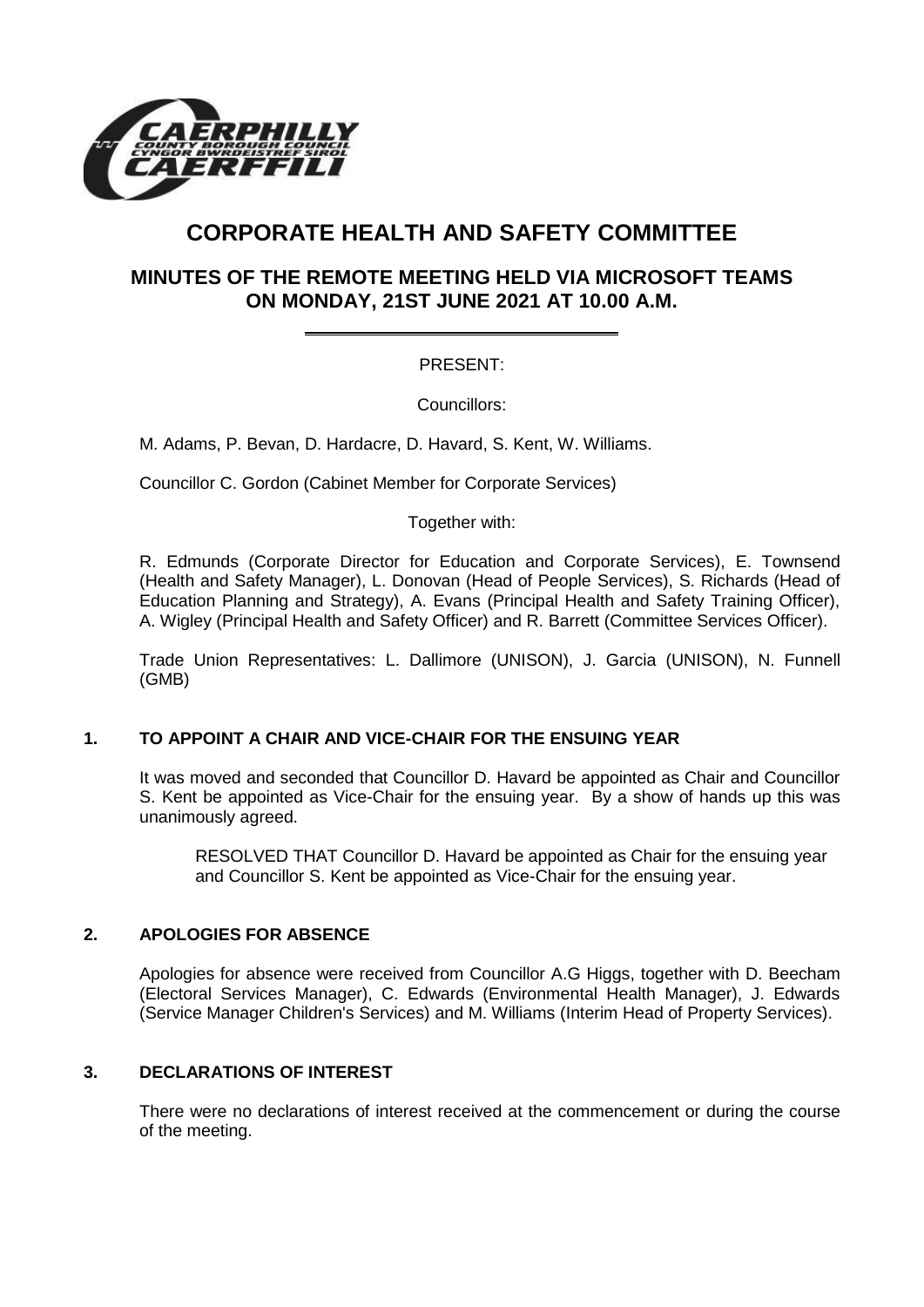# CORPORATE HEALTH AND SAFETY COMMITTEE

## MINUTES OF THE REMOTE MEETING HELD VIA MICROSOFT TEAMS ON MONDAY, 21ST JUNE 2021 AT 10.00 A.M.

PRESENT:

Councillors:

M. Adams, P. Bevan, D. Hardacre, D. Havard, S. Kent, W. Williams.

Councillor C. Gordon (Cabinet Member for Corporate Services)

Together with:

R. Edmunds (Corporate Director for Education and Corporate Services), E. Townsend (Health and Safety Manager), L. Donovan (Head of People Services), S. Richards (Head of Education Planning and Strategy), A. Evans (Principal Health and Safety Training Officer), A. Wigley (Principal Health and Safety Officer) and R. Barrett (Committee Services Officer).

Trade Union Representatives: L. Dallimore (UNISON), J. Garcia (UNISON), N. Funnell (GMB)

### 1. TO APPOINT A CHAIR AND VICE-CHAIR FOR THE ENSUING YEAR

It was moved and seconded that Councillor D. Havard be appointed as Chair and Councillor S. Kent be appointed as Vice-Chair for the ensuing year. By a show of hands up this was unanimously agreed.

RESOLVED THAT Councillor D. Havard be appointed as Chair for the ensuing year and Councillor S. Kent be appointed as Vice-Chair for the ensuing year.

### 2. APOLOGIES FOR ABSENCE

Apologies for absence were received from Councillor A.G Higgs, together with D. Beecham (Electoral Services Manager), C. Edwards (Environmental Health Manager), J. Edwards (Service Manager Children's Services) and M. Williams (Interim Head of Property Services).

### 3. DECLARATIONS OF INTEREST

There were no declarations of interest received at the commencement or during the course of the meeting.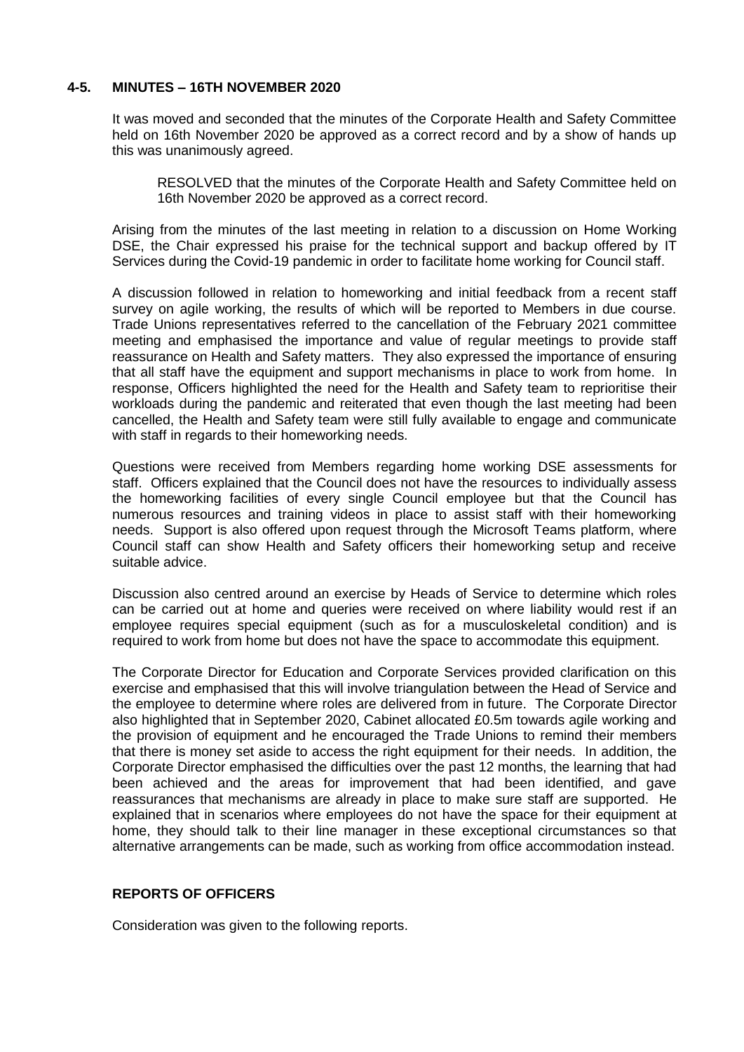## 4-5. MINUTES – 16TH NOVEMBER 2020

It was moved and seconded that the minutes of the Corporate Health and Safety Committee held on 16th November 2020 be approved as a correct record and by a show of hands up this was unanimously agreed.

> RESOLVED that the minutes of the Corporate Health and Safety Committee held on 16th November 2020 be approved as a correct record.

Arising from the minutes of the last meeting in relation to a discussion on Home Working DSE, the Chair expressed his praise for the technical support and backup offered by IT Services during the Covid-19 pandemic in order to facilitate home working for Council staff.

A discussion followed in relation to homeworking and initial feedback from a recent staff survey on agile working, the results of which will be reported to Members in due course. Trade Unions representatives referred to the cancellation of the February 2021 committee meeting and emphasised the importance and value of regular meetings to provide staff reassurance on Health and Safety matters. They also expressed the importance of ensuring that all staff have the equipment and support mechanisms in place to work from home. In response, Officers highlighted the need for the Health and Safety team to reprioritise their workloads during the pandemic and reiterated that even though the last meeting had been cancelled, the Health and Safety team were still fully available to engage and communicate with staff in regards to their homeworking needs.

Questions were received from Members regarding home working DSE assessments for staff. Officers explained that the Council does not have the resources to individually assess the homeworking facilities of every single Council employee but that the Council has numerous resources and training videos in place to assist staff with their homeworking needs. Support is also offered upon request through the Microsoft Teams platform, where Council staff can show Health and Safety officers their homeworking setup and receive suitable advice.

Discussion also centred around an exercise by Heads of Service to determine which roles can be carried out at home and queries were received on where liability would rest if an employee requires special equipment (such as for a musculoskeletal condition) and is required to work from home but does not have the space to accommodate this equipment.

The Corporate Director for Education and Corporate Services provided clarification on this exercise and emphasised that this will involve triangulation between the Head of Service and the employee to determine where roles are delivered from in future. The Corporate Director also highlighted that in September 2020, Cabinet allocated £0.5m towards agile working and the provision of equipment and he encouraged the Trade Unions to remind their members that there is money set aside to access the right equipment for their needs. In addition, the Corporate Director emphasised the difficulties over the past 12 months, the learning that had been achieved and the areas for improvement that had been identified, and gave reassurances that mechanisms are already in place to make sure staff are supported. He explained that in scenarios where employees do not have the space for their equipment at home, they should talk to their line manager in these exceptional circumstances so that alternative arrangements can be made, such as working from office accommodation instead.

## REPORTS OF OFFICERS

Consideration was given to the following reports.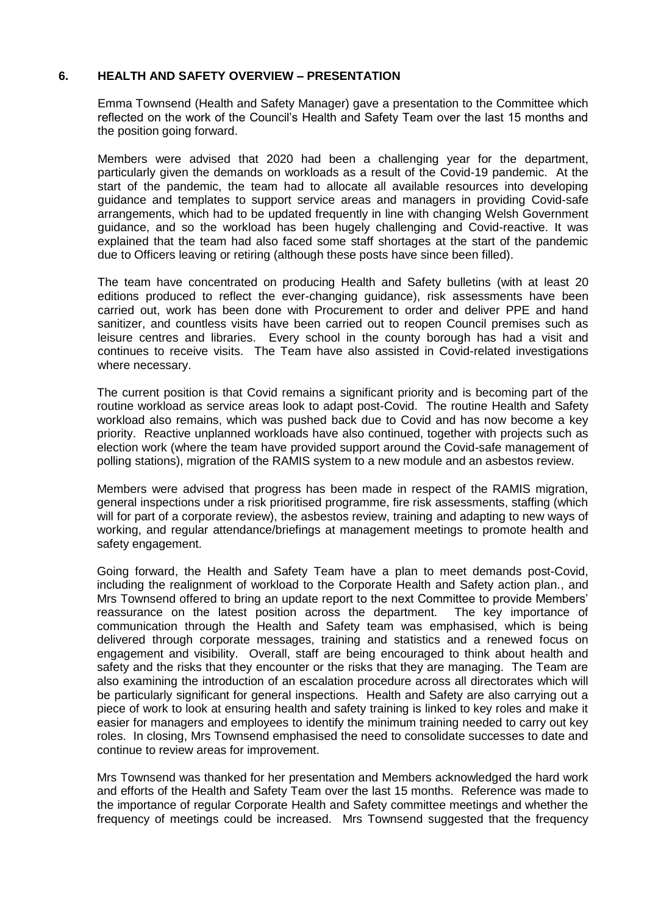## 6. HEALTH AND SAFETY OVERVIEW – PRESENTATION

Emma Townsend (Health and Safety Manager) gave a presentation to the Committee which reflected on the work of the Council's Health and Safety Team over the last 15 months and the position going forward.

Members were advised that 2020 had been a challenging year for the department, particularly given the demands on workloads as a result of the Covid-19 pandemic. At the start of the pandemic, the team had to allocate all available resources into developing guidance and templates to support service areas and managers in providing Covid-safe arrangements, which had to be updated frequently in line with changing Welsh Government guidance, and so the workload has been hugely challenging and Covid-reactive. It was explained that the team had also faced some staff shortages at the start of the pandemic due to Officers leaving or retiring (although these posts have since been filled).

The team have concentrated on producing Health and Safety bulletins (with at least 20 editions produced to reflect the ever-changing guidance), risk assessments have been carried out, work has been done with Procurement to order and deliver PPE and hand sanitizer, and countless visits have been carried out to reopen Council premises such as leisure centres and libraries. Every school in the county borough has had a visit and continues to receive visits. The Team have also assisted in Covid-related investigations where necessary.

The current position is that Covid remains a significant priority and is becoming part of the routine workload as service areas look to adapt post-Covid. The routine Health and Safety workload also remains, which was pushed back due to Covid and has now become a key priority. Reactive unplanned workloads have also continued, together with projects such as election work (where the team have provided support around the Covid-safe management of polling stations), migration of the RAMIS system to a new module and an asbestos review.

Members were advised that progress has been made in respect of the RAMIS migration, general inspections under a risk prioritised programme, fire risk assessments, staffing (which will for part of a corporate review), the asbestos review, training and adapting to new ways of working, and regular attendance/briefings at management meetings to promote health and safety engagement.

Going forward, the Health and Safety Team have a plan to meet demands post-Covid, including the realignment of workload to the Corporate Health and Safety action plan., and Mrs Townsend offered to bring an update report to the next Committee to provide Members' reassurance on the latest position across the department. The key importance of communication through the Health and Safety team was emphasised, which is being delivered through corporate messages, training and statistics and a renewed focus on engagement and visibility. Overall, staff are being encouraged to think about health and safety and the risks that they encounter or the risks that they are managing. The Team are also examining the introduction of an escalation procedure across all directorates which will be particularly significant for general inspections. Health and Safety are also carrying out a piece of work to look at ensuring health and safety training is linked to key roles and make it easier for managers and employees to identify the minimum training needed to carry out key roles. In closing, Mrs Townsend emphasised the need to consolidate successes to date and continue to review areas for improvement.

Mrs Townsend was thanked for her presentation and Members acknowledged the hard work and efforts of the Health and Safety Team over the last 15 months. Reference was made to the importance of regular Corporate Health and Safety committee meetings and whether the frequency of meetings could be increased. Mrs Townsend suggested that the frequency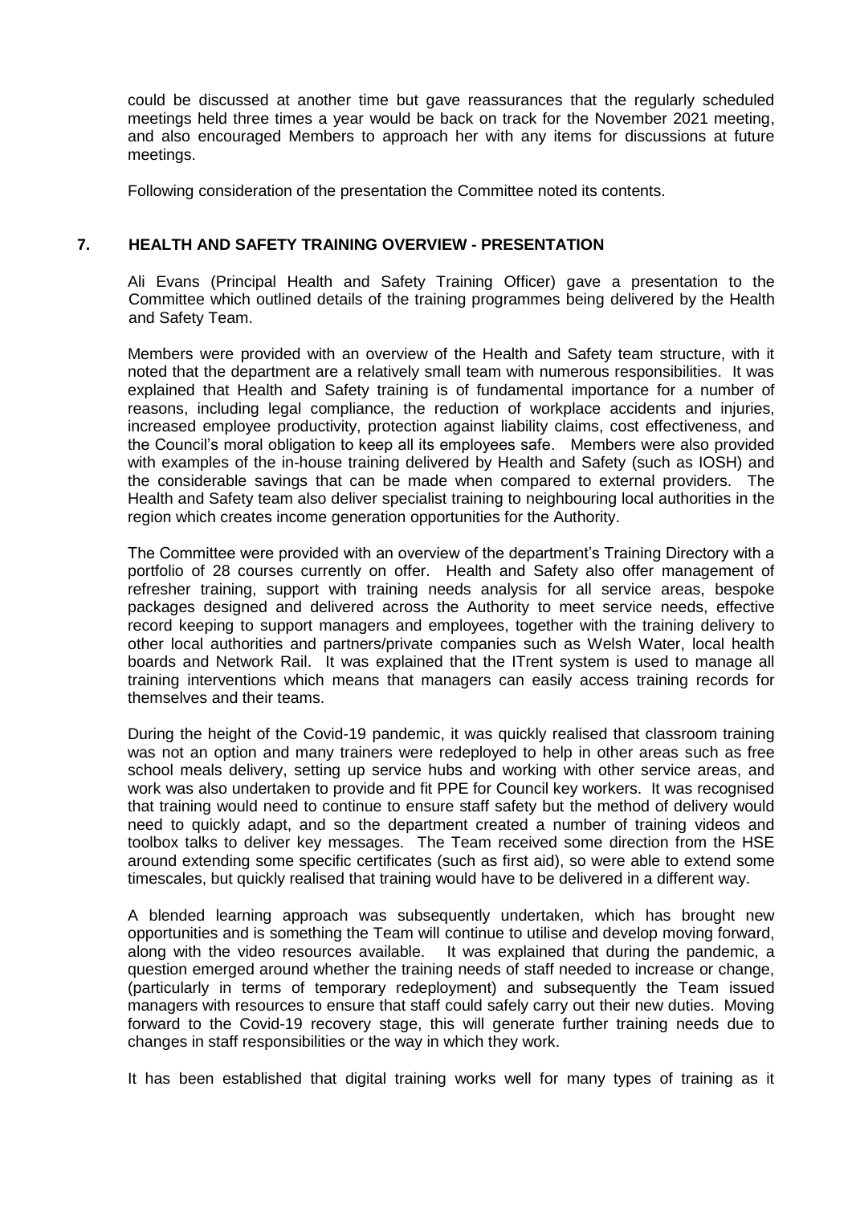could be discussed at another time but gave reassurances that the regularly scheduled meetings held three times a year would be back on track for the November 2021 meeting, and also encouraged Members to approach her with any items for discussions at future meetings.

Following consideration of the presentation the Committee noted its contents.

## 7. HEALTH AND SAFETY TRAINING OVERVIEW - PRESENTATION

Ali Evans (Principal Health and Safety Training Officer) gave a presentation to the Committee which outlined details of the training programmes being delivered by the Health and Safety Team.

Members were provided with an overview of the Health and Safety team structure, with it noted that the department are a relatively small team with numerous responsibilities. It was explained that Health and Safety training is of fundamental importance for a number of reasons, including legal compliance, the reduction of workplace accidents and injuries, increased employee productivity, protection against liability claims, cost effectiveness, and the Council's moral obligation to keep all its employees safe. Members were also provided with examples of the in-house training delivered by Health and Safety (such as IOSH) and the considerable savings that can be made when compared to external providers. The Health and Safety team also deliver specialist training to neighbouring local authorities in the region which creates income generation opportunities for the Authority.

The Committee were provided with an overview of the department's Training Directory with a portfolio of 28 courses currently on offer. Health and Safety also offer management of refresher training, support with training needs analysis for all service areas, bespoke packages designed and delivered across the Authority to meet service needs, effective record keeping to support managers and employees, together with the training delivery to other local authorities and partners/private companies such as Welsh Water, local health boards and Network Rail. It was explained that the ITrent system is used to manage all training interventions which means that managers can easily access training records for themselves and their teams.

During the height of the Covid-19 pandemic, it was quickly realised that classroom training was not an option and many trainers were redeployed to help in other areas such as free school meals delivery, setting up service hubs and working with other service areas, and work was also undertaken to provide and fit PPE for Council key workers. It was recognised that training would need to continue to ensure staff safety but the method of delivery would need to quickly adapt, and so the department created a number of training videos and toolbox talks to deliver key messages. The Team received some direction from the HSE around extending some specific certificates (such as first aid), so were able to extend some timescales, but quickly realised that training would have to be delivered in a different way.

A blended learning approach was subsequently undertaken, which has brought new opportunities and is something the Team will continue to utilise and develop moving forward, along with the video resources available. It was explained that during the pandemic, a question emerged around whether the training needs of staff needed to increase or change, (particularly in terms of temporary redeployment) and subsequently the Team issued managers with resources to ensure that staff could safely carry out their new duties. Moving forward to the Covid-19 recovery stage, this will generate further training needs due to changes in staff responsibilities or the way in which they work.

It has been established that digital training works well for many types of training as it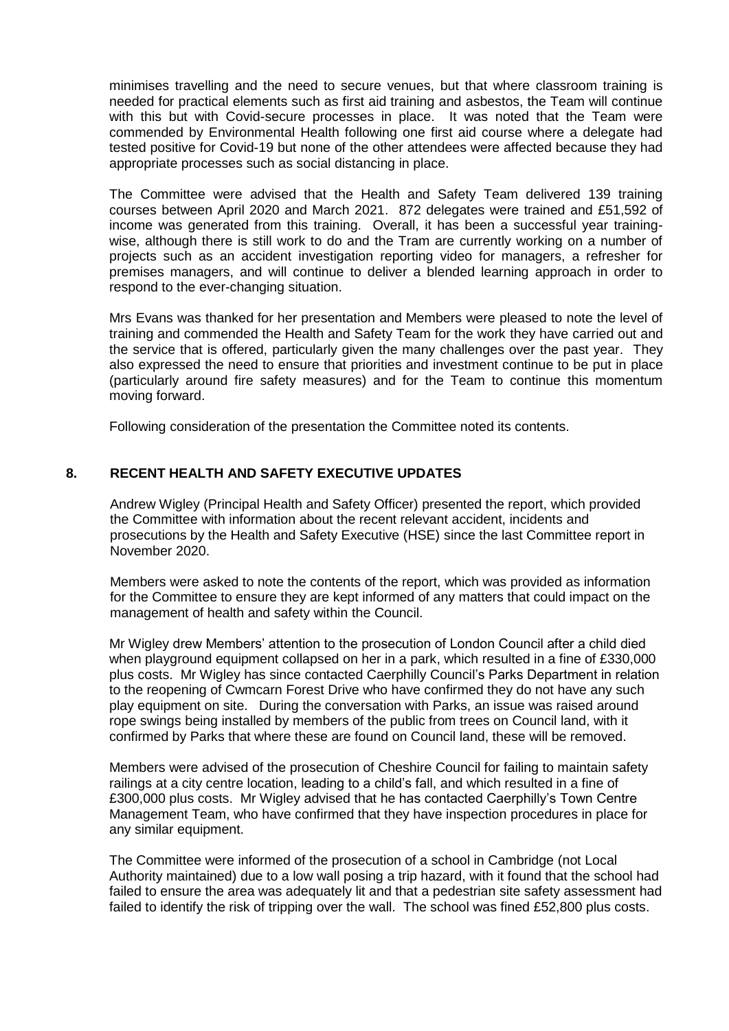minimises travelling and the need to secure venues, but that where classroom training is needed for practical elements such as first aid training and asbestos, the Team will continue with this but with Covid-secure processes in place. It was noted that the Team were commended by Environmental Health following one first aid course where a delegate had tested positive for Covid-19 but none of the other attendees were affected because they had appropriate processes such as social distancing in place.

The Committee were advised that the Health and Safety Team delivered 139 training courses between April 2020 and March 2021. 872 delegates were trained and £51,592 of income was generated from this training. Overall, it has been a successful year training-wise, although there is still work to do and the Tram are currently working on a number of projects such as an accident investigation reporting video for managers, a refresher for premises managers, and will continue to deliver a blended learning approach in order to respond to the ever-changing situation.

Mrs Evans was thanked for her presentation and Members were pleased to note the level of training and commended the Health and Safety Team for the work they have carried out and the service that is offered, particularly given the many challenges over the past year. They also expressed the need to ensure that priorities and investment continue to be put in place (particularly around fire safety measures) and for the Team to continue this momentum moving forward.

Following consideration of the presentation the Committee noted its contents.

## 8. RECENT HEALTH AND SAFETY EXECUTIVE UPDATES

Andrew Wigley (Principal Health and Safety Officer) presented the report, which provided the Committee with information about the recent relevant accident, incidents and prosecutions by the Health and Safety Executive (HSE) since the last Committee report in November 2020.

Members were asked to note the contents of the report, which was provided as information for the Committee to ensure they are kept informed of any matters that could impact on the management of health and safety within the Council.

Mr Wigley drew Members' attention to the prosecution of London Council after a child died when playground equipment collapsed on her in a park, which resulted in a fine of £330,000 plus costs. Mr Wigley has since contacted Caerphilly Council's Parks Department in relation to the reopening of Cwmcarn Forest Drive who have confirmed they do not have any such play equipment on site. During the conversation with Parks, an issue was raised around rope swings being installed by members of the public from trees on Council land, with it confirmed by Parks that where these are found on Council land, these will be removed.

Members were advised of the prosecution of Cheshire Council for failing to maintain safety railings at a city centre location, leading to a child's fall, and which resulted in a fine of £300,000 plus costs. Mr Wigley advised that he has contacted Caerphilly's Town Centre Management Team, who have confirmed that they have inspection procedures in place for any similar equipment.

The Committee were informed of the prosecution of a school in Cambridge (not Local Authority maintained) due to a low wall posing a trip hazard, with it found that the school had failed to ensure the area was adequately lit and that a pedestrian site safety assessment had failed to identify the risk of tripping over the wall. The school was fined £52,800 plus costs.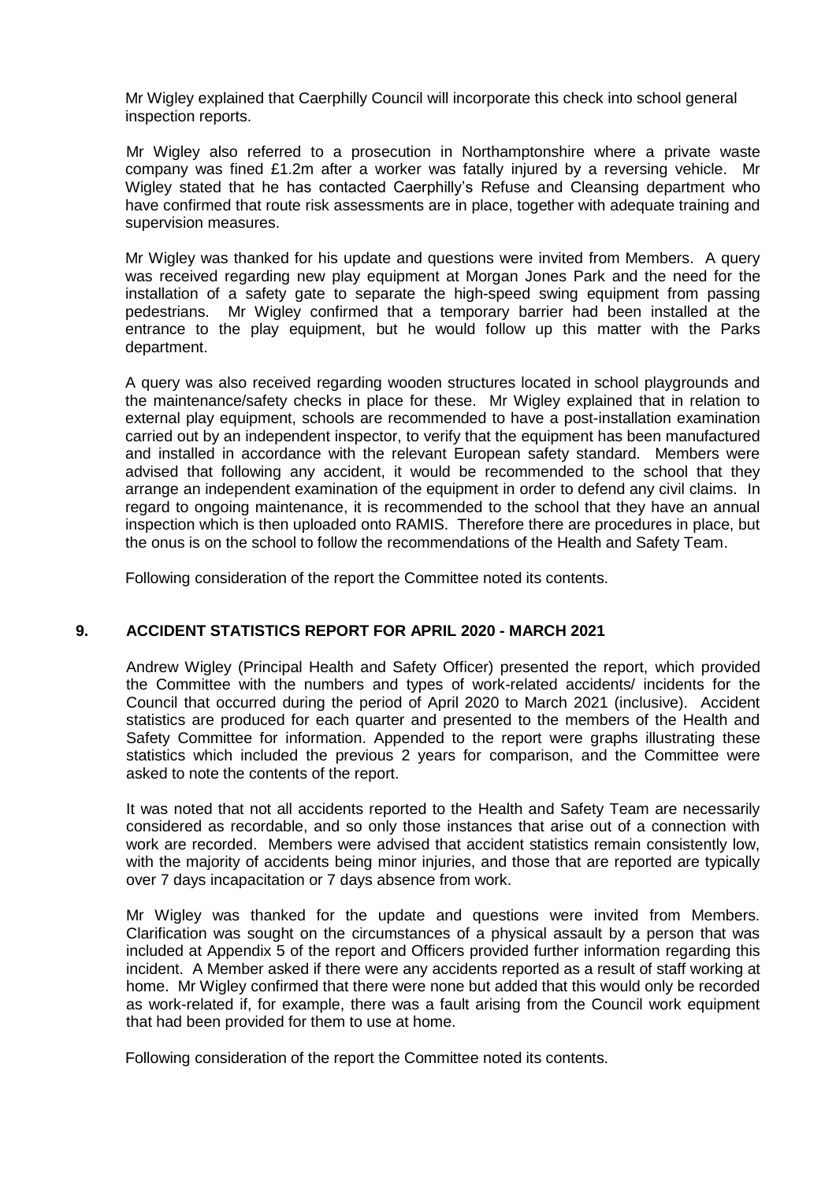Mr Wigley explained that Caerphilly Council will incorporate this check into school general inspection reports.

Mr Wigley also referred to a prosecution in Northamptonshire where a private waste company was fined £1.2m after a worker was fatally injured by a reversing vehicle. Mr Wigley stated that he has contacted Caerphilly's Refuse and Cleansing department who have confirmed that route risk assessments are in place, together with adequate training and supervision measures.

Mr Wigley was thanked for his update and questions were invited from Members. A query was received regarding new play equipment at Morgan Jones Park and the need for the installation of a safety gate to separate the high-speed swing equipment from passing pedestrians. Mr Wigley confirmed that a temporary barrier had been installed at the entrance to the play equipment, but he would follow up this matter with the Parks department.

A query was also received regarding wooden structures located in school playgrounds and the maintenance/safety checks in place for these. Mr Wigley explained that in relation to external play equipment, schools are recommended to have a post-installation examination carried out by an independent inspector, to verify that the equipment has been manufactured and installed in accordance with the relevant European safety standard. Members were advised that following any accident, it would be recommended to the school that they arrange an independent examination of the equipment in order to defend any civil claims. In regard to ongoing maintenance, it is recommended to the school that they have an annual inspection which is then uploaded onto RAMIS. Therefore there are procedures in place, but the onus is on the school to follow the recommendations of the Health and Safety Team.

Following consideration of the report the Committee noted its contents.

## 9. ACCIDENT STATISTICS REPORT FOR APRIL 2020 - MARCH 2021

Andrew Wigley (Principal Health and Safety Officer) presented the report, which provided the Committee with the numbers and types of work-related accidents/ incidents for the Council that occurred during the period of April 2020 to March 2021 (inclusive). Accident statistics are produced for each quarter and presented to the members of the Health and Safety Committee for information. Appended to the report were graphs illustrating these statistics which included the previous 2 years for comparison, and the Committee were asked to note the contents of the report.

It was noted that not all accidents reported to the Health and Safety Team are necessarily considered as recordable, and so only those instances that arise out of a connection with work are recorded. Members were advised that accident statistics remain consistently low, with the majority of accidents being minor injuries, and those that are reported are typically over 7 days incapacitation or 7 days absence from work.

Mr Wigley was thanked for the update and questions were invited from Members. Clarification was sought on the circumstances of a physical assault by a person that was included at Appendix 5 of the report and Officers provided further information regarding this incident. A Member asked if there were any accidents reported as a result of staff working at home. Mr Wigley confirmed that there were none but added that this would only be recorded as work-related if, for example, there was a fault arising from the Council work equipment that had been provided for them to use at home.

Following consideration of the report the Committee noted its contents.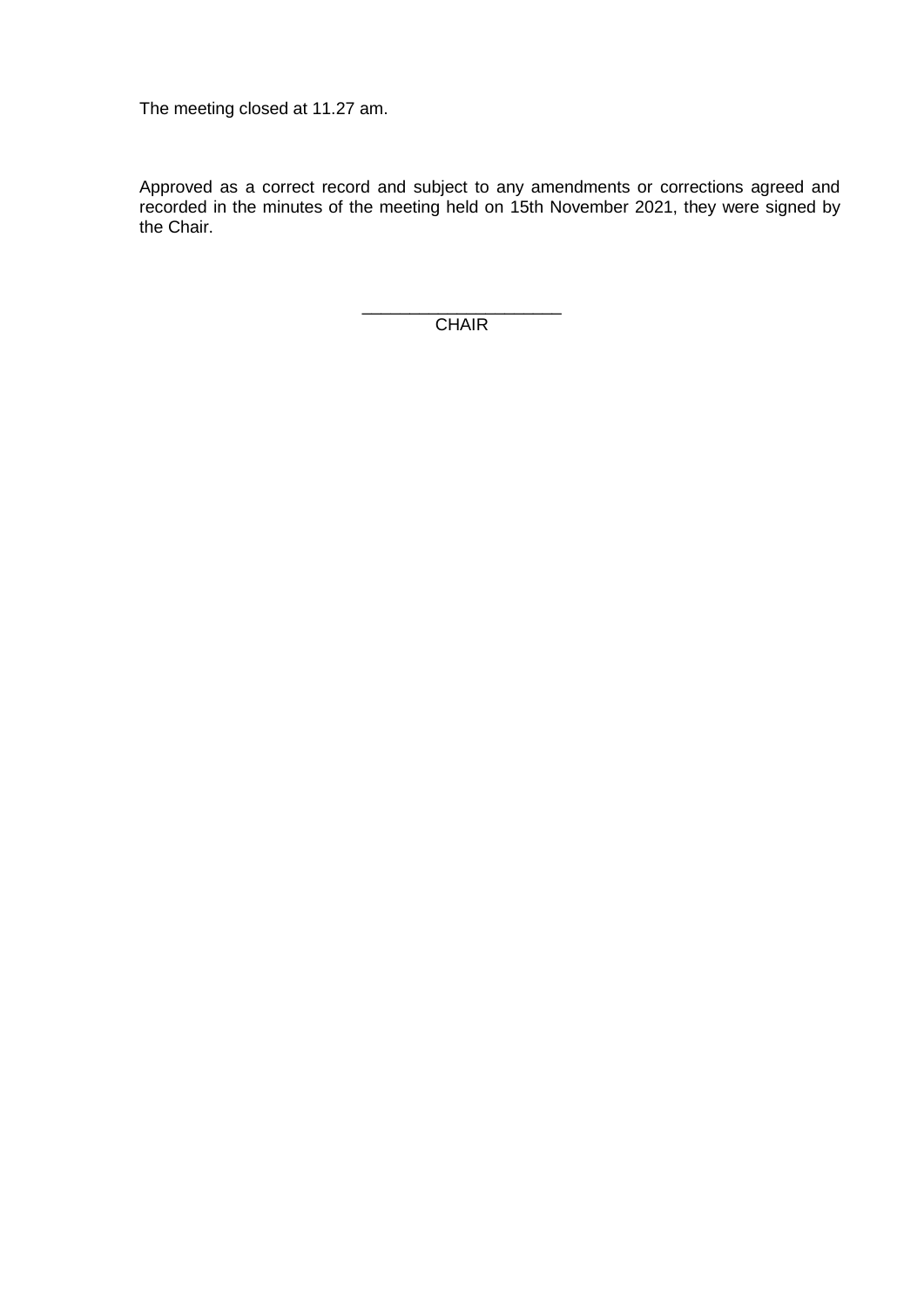The meeting closed at 11.27 am.

Approved as a correct record and subject to any amendments or corrections agreed and recorded in the minutes of the meeting held on 15th November 2021, they were signed by the Chair.

\_\_\_\_\_\_\_\_\_\_\_\_\_\_\_\_\_\_\_\_\_\_

CHAIR